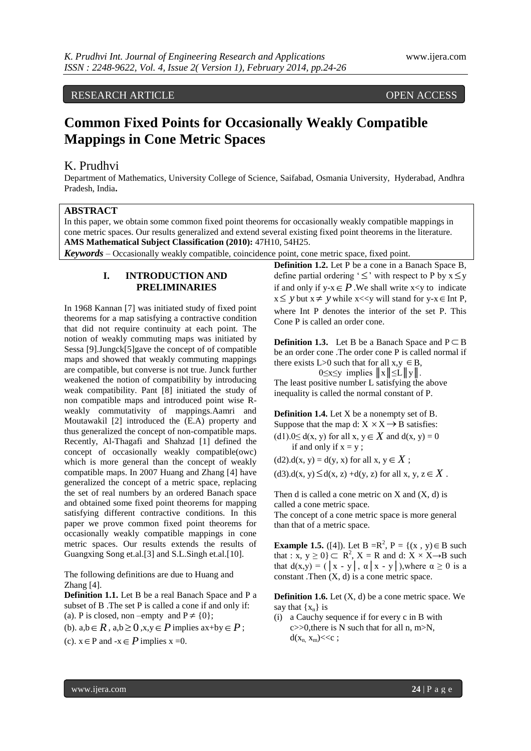RESEARCH ARTICLE OPEN ACCESS

# Common Fixed Points for Occasionally Weakly Compatible Mappings in Cone Metric Spaces

## K. Prudhvi

Department of Mathematics, University College of Science, Saifabad, Osmania University, Hyderabad, Andhra Pradesh, India.

**ABSTRACT**

In this paper, we obtain some common fixed point theorems for occasionally weakly compatible mappings in cone metric spaces. Our results generalized and extend several existing fixed point theorems in the literature.

**AMS Mathematical Subject Classification (2010):** 47H10, 54H25.

***Keywords*** – Occasionally weakly compatible, coincidence point, cone metric space, fixed point.

## I. INTRODUCTION AND PRELIMINARIES

In 1968 Kannan [7] was initiated study of fixed point theorems for a map satisfying a contractive condition that did not require continuity at each point. The notion of weakly commuting maps was initiated by Sessa [9].Jungck[5]gave the concept of of compatible maps and showed that weakly commuting mappings are compatible, but converse is not true. Junck further weakened the notion of compatibility by introducing weak compatibility. Pant [8] initiated the study of non compatible maps and introduced point wise R-weakly commutativity of mappings.Aamri and Moutawakil [2] introduced the (E.A) property and thus generalized the concept of non-compatible maps. Recently, Al-Thagafi and Shahzad [1] defined the concept of occasionally weakly compatible(owc) which is more general than the concept of weakly compatible maps. In 2007 Huang and Zhang [4] have generalized the concept of a metric space, replacing the set of real numbers by an ordered Banach space and obtained some fixed point theorems for mapping satisfying different contractive conditions. In this paper we prove common fixed point theorems for occasionally weakly compatible mappings in cone metric spaces. Our results extends the results of Guangxing Song et.al.[3] and S.L.Singh et.al.[10].

The following definitions are due to Huang and Zhang [4].

**Definition 1.1.** Let B be a real Banach Space and P a subset of B .The set P is called a cone if and only if:

(a). P is closed, non –empty and $P \neq \{0\}$;

(b). $a,b \in R$, $a,b \geq 0$, $x,y \in P$ implies $ax+by \in P$;

(c). $x \in P$ and $-x \in P$ implies x =0.

**Definition 1.2.** Let P be a cone in a Banach Space B, define partial ordering '$\leq$' with respect to P by $x \leq y$ if and only if $y-x \in P$. We shall write x<y to indicate $x \leq y$ but $x \neq y$ while $x \ll y$ will stand for $y-x \in$ Int P, where Int P denotes the interior of the set P. This Cone P is called an order cone.

**Definition 1.3.** Let B be a Banach Space and $P \subset B$ be an order cone .The order cone P is called normal if there exists L>0 such that for all $x,y \in B$,

$0 \leq x \leq y$ implies $\|x\| \leq L\|y\|$.

The least positive number L satisfying the above inequality is called the normal constant of P.

**Definition 1.4.** Let X be a nonempty set of B. Suppose that the map d: $X \times X \rightarrow B$ satisfies:

(d1). $0 \leq d(x, y)$ for all $x, y \in X$ and d(x, y) = 0 if and only if x = y ;

(d2). d(x, y) = d(y, x) for all $x, y \in X$ ;

(d3). $d(x, y) \leq d(x, z) + d(y, z)$ for all $x, y, z \in X$ .

Then d is called a cone metric on X and (X, d) is called a cone metric space.

The concept of a cone metric space is more general than that of a metric space.

**Example 1.5.** ([4]). Let B $=R^2$, P = $\{(x , y) \in B$ such that : $x, y \geq 0\} \subset R^2$, X = R and d: X × X→B such that $d(x,y) = (|x - y|, \alpha|x - y|)$,where $\alpha \geq 0$ is a constant .Then (X, d) is a cone metric space.

**Definition 1.6.** Let (X, d) be a cone metric space. We say that $\{x_n\}$ is

(i) a Cauchy sequence if for every c in B with $c \gg 0$,there is N such that for all n, m>N, $d(x_n, x_m) \ll c$ ;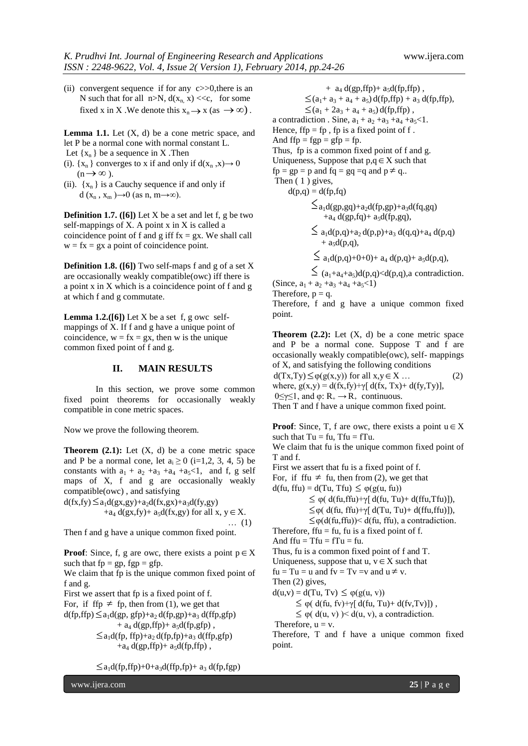(ii) convergent sequence if for any $c >> 0$, there is an N such that for all $n > N$, $d(x_n, x) << c$, for some fixed x in X. We denote this $x_n \to x$ (as $\to \infty$).

**Lemma 1.1.** Let (X, d) be a cone metric space, and let P be a normal cone with normal constant L. Let $\{x_n\}$ be a sequence in X. Then

(i). $\{x_n\}$ converges to x if and only if $d(x_n, x) \to 0$ $(n \to \infty)$.

(ii). $\{x_n\}$ is a Cauchy sequence if and only if $d(x_n, x_m) \to 0$ (as n, m$\to\infty$).

**Definition 1.7. ([6])** Let X be a set and let f, g be two self-mappings of X. A point x in X is called a coincidence point of f and g iff fx = gx. We shall call w = fx = gx a point of coincidence point.

**Definition 1.8. ([6])** Two self-maps f and g of a set X are occasionally weakly compatible(owc) iff there is a point x in X which is a coincidence point of f and g at which f and g commutate.

**Lemma 1.2.([6])** Let X be a set f, g owc self-mappings of X. If f and g have a unique point of coincidence, w = fx = gx, then w is the unique common fixed point of f and g.

## II. MAIN RESULTS

In this section, we prove some common fixed point theorems for occasionally weakly compatible in cone metric spaces.

Now we prove the following theorem.

**Theorem (2.1):** Let (X, d) be a cone metric space and P be a normal cone, let $a_i \geq 0$ (i=1,2, 3, 4, 5) be constants with $a_1 + a_2 + a_3 + a_4 + a_5 < 1$, and f, g self maps of X, f and g are occasionally weakly compatible(owc), and satisfying

$$d(fx,fy) \leq a_1 d(gx,gy)+a_2 d(fx,gx)+a_3 d(fy,gy) +a_4 d(gx,fy)+ a_5 d(fx,gy) \text{ for all } x, y \in X. \quad \ldots (1)$$

Then f and g have a unique common fixed point.

**Proof**: Since, f, g are owc, there exists a point $p \in X$ such that fp = gp, fgp = gfp.

We claim that fp is the unique common fixed point of f and g.

First we assert that fp is a fixed point of f.

For, if $ffp \neq fp$, then from (1), we get that

$$\begin{aligned}
d(fp,ffp) &\leq a_1 d(gp, gfp)+a_2 d(fp,gp)+a_3 d(ffp,gfp) + a_4 d(gp,ffp)+ a_5 d(fp,gfp),\\
&\leq a_1 d(fp, ffp)+a_2 d(fp,fp)+a_3 d(ffp,gfp) +a_4 d(gp,ffp)+ a_5 d(fp,ffp),\\
&\leq a_1 d(fp,ffp)+0+a_3 d(ffp,fp)+ a_3 d(fp,fgp) + a_4 d(gp,ffp)+ a_5 d(fp,ffp),\\
&\leq (a_1+ a_3 + a_4 + a_5)\, d(fp,ffp) + a_3\, d(fp,ffp),\\
&\leq (a_1 + 2a_3 + a_4 + a_5)\, d(fp,ffp),
\end{aligned}$$

a contradiction. Sine, $a_1 + a_2 + a_3 + a_4 + a_5 < 1$.

Hence, ffp = fp, fp is a fixed point of f.

And ffp = fgp = gfp = fp.

Thus, fp is a common fixed point of f and g.

Uniqueness, Suppose that $p,q \in X$ such that fp = gp = p and fq = gq = q and $p \neq q$..

Then ( 1 ) gives,

$$\begin{aligned}
d(p,q) = d(fp,fq) &\leq a_1 d(gp,gq)+a_2 d(fp,gp)+a_3 d(fq,gq) +a_4 d(gp,fq)+ a_5 d(fp,gq),\\
&\leq a_1 d(p,q)+a_2 d(p,p)+a_3 d(q,q)+a_4 d(p,q) + a_5 d(p,q),\\
&\leq a_1 d(p,q)+0+0)+ a_4 d(p,q)+ a_5 d(p,q),\\
&\leq (a_1+a_4+a_5) d(p,q)<d(p,q), \text{a contradiction.}
\end{aligned}$$

(Since, $a_1 + a_2 + a_3 + a_4 + a_5 < 1$)

Therefore, p = q.

Therefore, f and g have a unique common fixed point.

**Theorem (2.2):** Let (X, d) be a cone metric space and P be a normal cone. Suppose T and f are occasionally weakly compatible(owc), self- mappings of X, and satisfying the following conditions

$$d(Tx,Ty) \leq \varphi(g(x,y)) \text{ for all } x,y \in X \ldots \quad (2)$$

where, $g(x,y) = d(fx,fy)+\gamma[d(fx, Tx)+ d(fy,Ty)]$, $0 \leq \gamma \leq 1$, and $\varphi: R_+ \to R_+$ continuous.

Then T and f have a unique common fixed point.

**Proof**: Since, T, f are owc, there exists a point $u \in X$ such that Tu = fu, Tfu = fTu.

We claim that fu is the unique common fixed point of T and f.

First we assert that fu is a fixed point of f.

For, if $ffu \neq fu$, then from (2), we get that

$$\begin{aligned}
d(fu, ffu) = d(Tu, Tfu) &\leq \varphi(g(u, fu))\\
&\leq \varphi( d(fu,ffu)+\gamma[ d(fu, Tu)+ d(ffu,Tfu)]),\\
&\leq \varphi( d(fu, ffu)+\gamma[ d(Tu, Tu)+ d(ffu,ffu)]),\\
&\leq \varphi(d(fu,ffu))< d(fu, ffu), \text{ a contradiction.}
\end{aligned}$$

Therefore, ffu = fu, fu is a fixed point of f.

And ffu = Tfu = fTu = fu.

Thus, fu is a common fixed point of f and T.

Uniqueness, suppose that $u, v \in X$ such that fu = Tu = u and fv = Tv = v and $u \neq v$.

Then (2) gives,

$$\begin{aligned}
d(u,v) = d(Tu, Tv) &\leq \varphi(g(u, v))\\
&\leq \varphi( d(fu, fv)+\gamma[ d(fu, Tu)+ d(fv,Tv)]) ,\\
&\leq \varphi( d(u, v) )< d(u, v), \text{ a contradiction.}
\end{aligned}$$

Therefore, u = v.

Therefore, T and f have a unique common fixed point.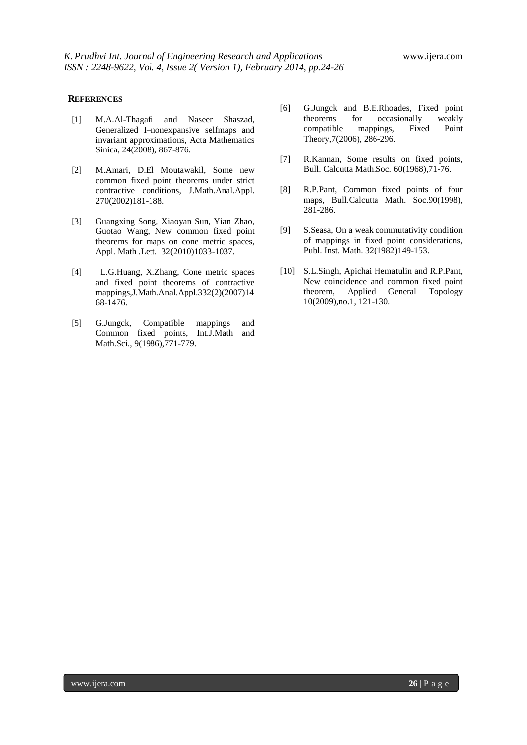## REFERENCES

[1] M.A.Al-Thagafi and Naseer Shaszad, Generalized I–nonexpansive selfmaps and invariant approximations, Acta Mathematics Sinica, 24(2008), 867-876.

[2] M.Amari, D.El Moutawakil, Some new common fixed point theorems under strict contractive conditions, J.Math.Anal.Appl. 270(2002)181-188.

[3] Guangxing Song, Xiaoyan Sun, Yian Zhao, Guotao Wang, New common fixed point theorems for maps on cone metric spaces, Appl. Math .Lett. 32(2010)1033-1037.

[4] L.G.Huang, X.Zhang, Cone metric spaces and fixed point theorems of contractive mappings,J.Math.Anal.Appl.332(2)(2007)1468-1476.

[5] G.Jungck, Compatible mappings and Common fixed points, Int.J.Math and Math.Sci., 9(1986),771-779.

[6] G.Jungck and B.E.Rhoades, Fixed point theorems for occasionally weakly compatible mappings, Fixed Point Theory,7(2006), 286-296.

[7] R.Kannan, Some results on fixed points, Bull. Calcutta Math.Soc. 60(1968),71-76.

[8] R.P.Pant, Common fixed points of four maps, Bull.Calcutta Math. Soc.90(1998), 281-286.

[9] S.Seasa, On a weak commutativity condition of mappings in fixed point considerations, Publ. Inst. Math. 32(1982)149-153.

[10] S.L.Singh, Apichai Hematulin and R.P.Pant, New coincidence and common fixed point theorem, Applied General Topology 10(2009),no.1, 121-130.